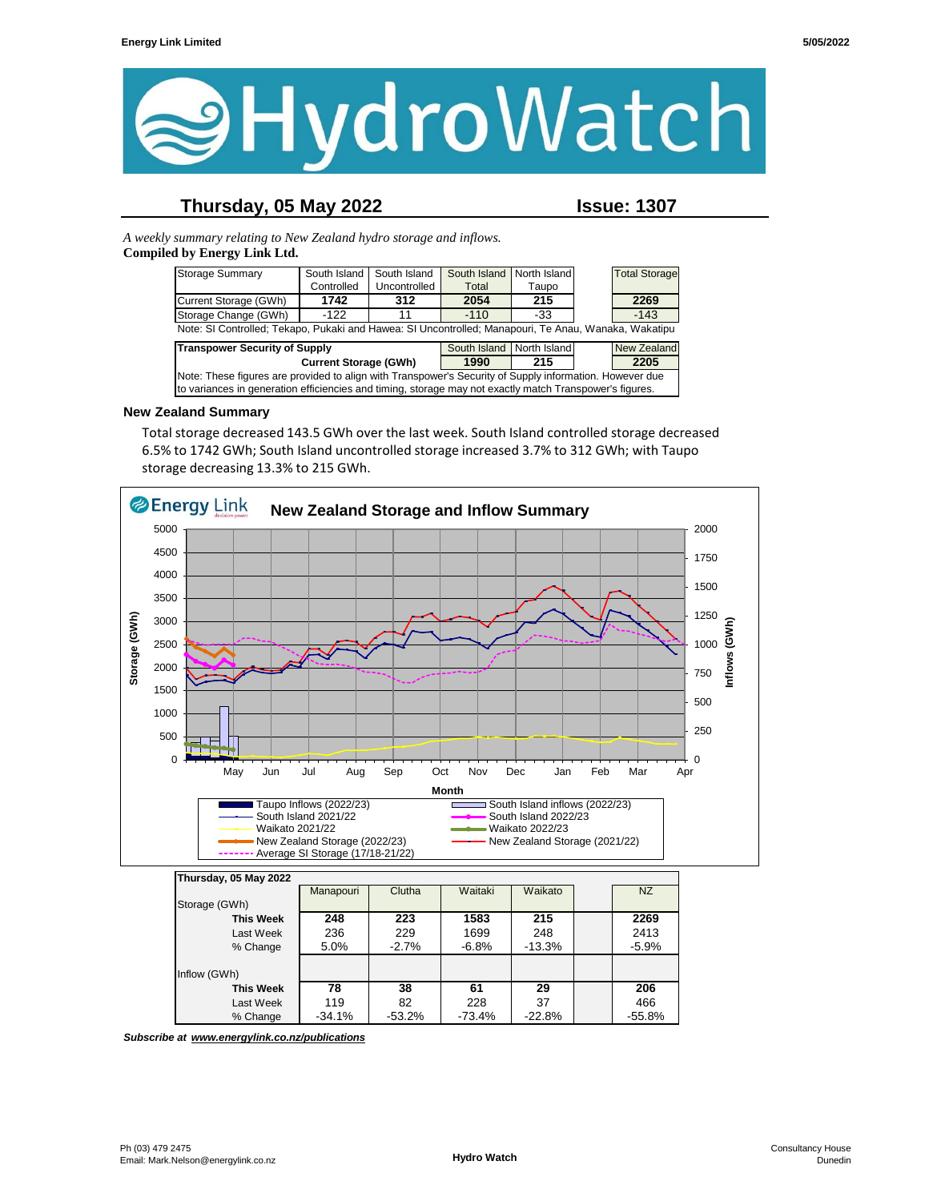# HydroWatch

## Thursday, 05 May 2022 — Issue: 1307

*A weekly summary relating to New Zealand hydro storage and inflows.*
**Compiled by Energy Link Ltd.**

| Storage Summary | South Island Controlled | South Island Uncontrolled | South Island Total | North Island Taupo | | Total Storage |
|---|---|---|---|---|---|---|
| Current Storage (GWh) | **1742** | **312** | **2054** | **215** | | **2269** |
| Storage Change (GWh) | -122 | 11 | -110 | -33 | | -143 |

Note: SI Controlled; Tekapo, Pukaki and Hawea: SI Uncontrolled; Manapouri, Te Anau, Wanaka, Wakatipu

| Transpower Security of Supply | South Island | North Island | | New Zealand |
|---|---|---|---|---|
| Current Storage (GWh) | **1990** | **215** | | **2205** |

Note: These figures are provided to align with Transpower's Security of Supply information. However due to variances in generation efficiencies and timing, storage may not exactly match Transpower's figures.

### New Zealand Summary

Total storage decreased 143.5 GWh over the last week. South Island controlled storage decreased 6.5% to 1742 GWh; South Island uncontrolled storage increased 3.7% to 312 GWh; with Taupo storage decreasing 13.3% to 215 GWh.

| Thursday, 05 May 2022 | Manapouri | Clutha | Waitaki | Waikato | | NZ |
|---|---|---|---|---|---|---|
| Storage (GWh) | | | | | | |
| **This Week** | **248** | **223** | **1583** | **215** | | **2269** |
| Last Week | 236 | 229 | 1699 | 248 | | 2413 |
| % Change | 5.0% | -2.7% | -6.8% | -13.3% | | -5.9% |
| Inflow (GWh) | | | | | | |
| **This Week** | **78** | **38** | **61** | **29** | | **206** |
| Last Week | 119 | 82 | 228 | 37 | | 466 |
| % Change | -34.1% | -53.2% | -73.4% | -22.8% | | -55.8% |

***Subscribe at [www.energylink.co.nz/publications](www.energylink.co.nz/publications)***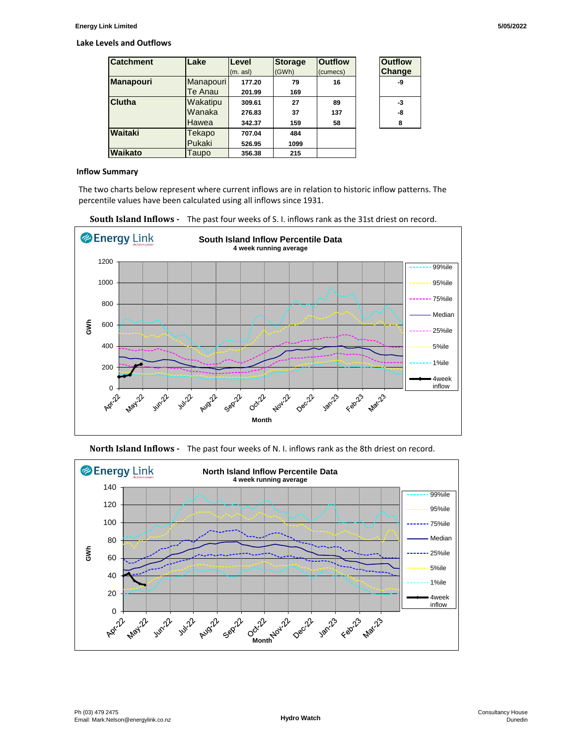## Lake Levels and Outflows

| Catchment | Lake | Level (m. asl) | Storage (GWh) | Outflow (cumecs) | Outflow Change |
|---|---|---|---|---|---|
| Manapouri | Manapouri | 177.20 | 79 | 16 | -9 |
| | Te Anau | 201.99 | 169 | | |
| Clutha | Wakatipu | 309.61 | 27 | 89 | -3 |
| | Wanaka | 276.83 | 37 | 137 | -8 |
| | Hawea | 342.37 | 159 | 58 | 8 |
| Waitaki | Tekapo | 707.04 | 484 | | |
| | Pukaki | 526.95 | 1099 | | |
| Waikato | Taupo | 356.38 | 215 | | |

## Inflow Summary

The two charts below represent where current inflows are in relation to historic inflow patterns. The percentile values have been calculated using all inflows since 1931.

**South Island Inflows -** The past four weeks of S. I. inflows rank as the 31st driest on record.

**South Island Inflow Percentile Data**
4 week running average

**North Island Inflows -** The past four weeks of N. I. inflows rank as the 8th driest on record.

**North Island Inflow Percentile Data**
4 week running average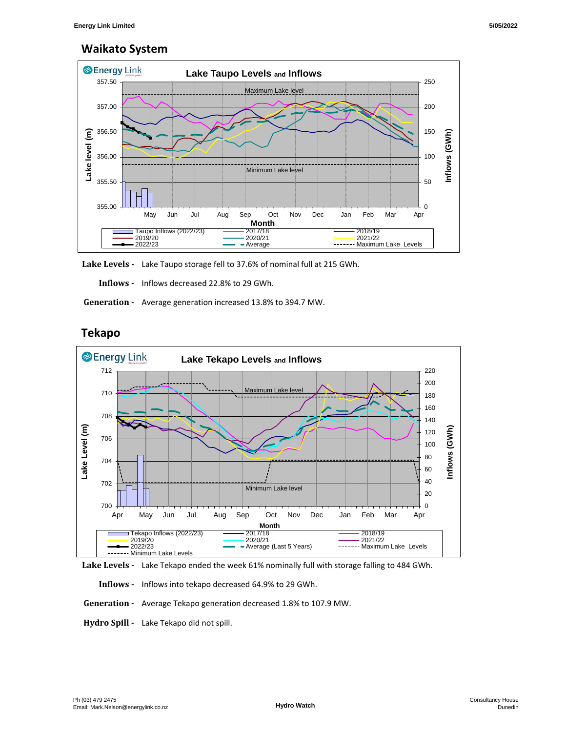## Waikato System

**Lake Levels -** Lake Taupo storage fell to 37.6% of nominal full at 215 GWh.

**Inflows -** Inflows decreased 22.8% to 29 GWh.

**Generation -** Average generation increased 13.8% to 394.7 MW.

## Tekapo

**Lake Levels -** Lake Tekapo ended the week 61% nominally full with storage falling to 484 GWh.

**Inflows -** Inflows into tekapo decreased 64.9% to 29 GWh.

**Generation -** Average Tekapo generation decreased 1.8% to 107.9 MW.

**Hydro Spill -** Lake Tekapo did not spill.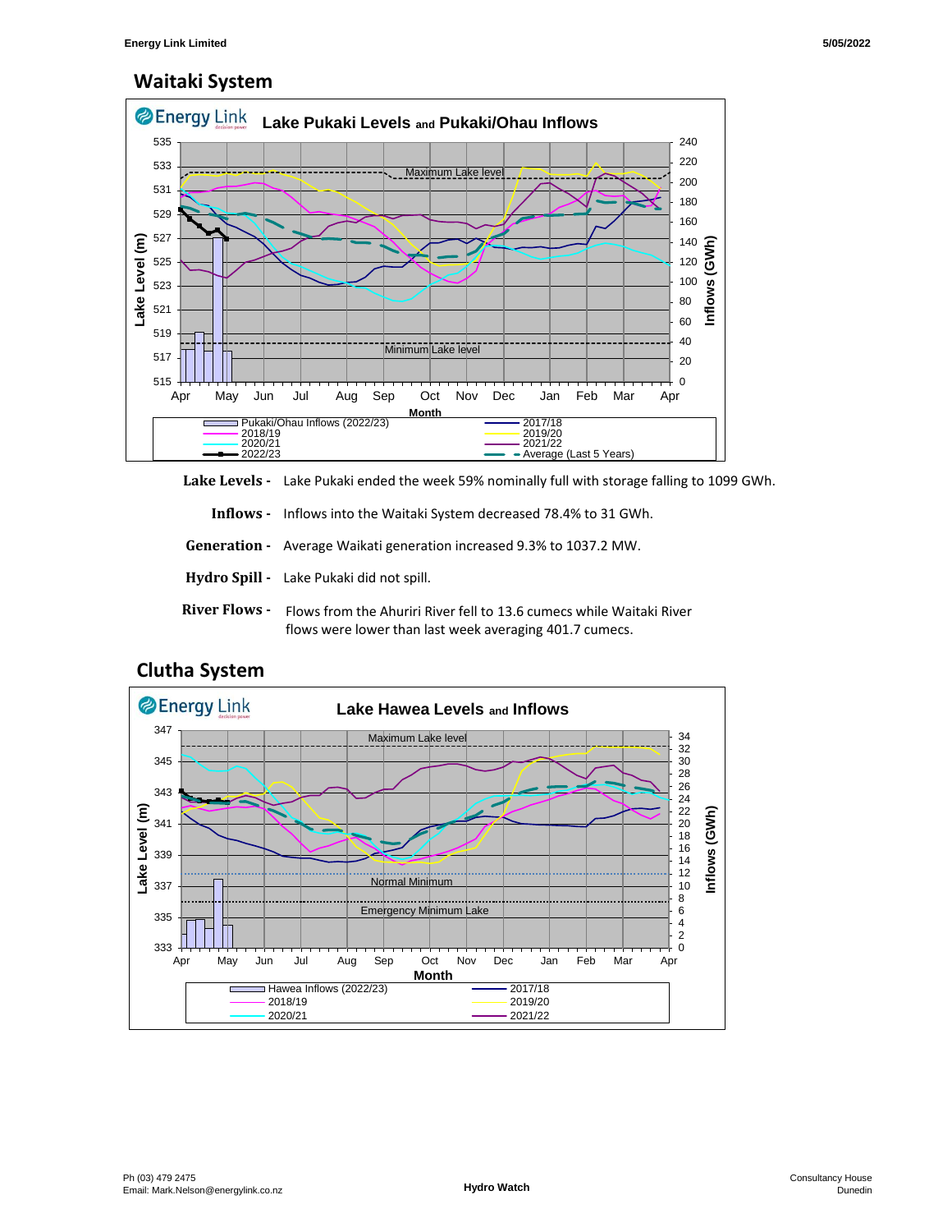## Waitaki System

Lake Pukaki Levels and Pukaki/Ohau Inflows

**Lake Levels -** Lake Pukaki ended the week 59% nominally full with storage falling to 1099 GWh.

**Inflows -** Inflows into the Waitaki System decreased 78.4% to 31 GWh.

**Generation -** Average Waikati generation increased 9.3% to 1037.2 MW.

**Hydro Spill -** Lake Pukaki did not spill.

**River Flows -** Flows from the Ahuriri River fell to 13.6 cumecs while Waitaki River flows were lower than last week averaging 401.7 cumecs.

## Clutha System

Lake Hawea Levels and Inflows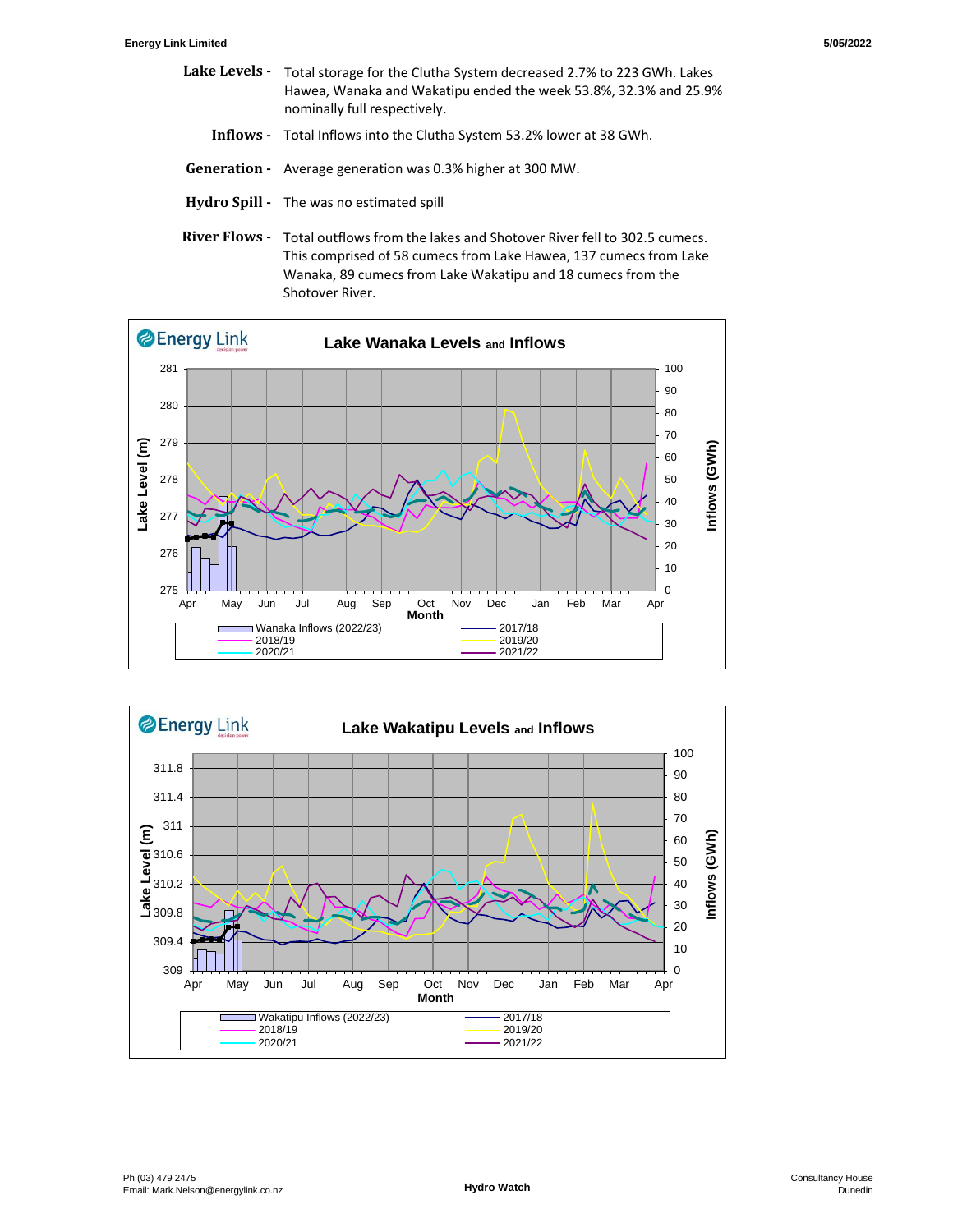**Lake Levels -** Total storage for the Clutha System decreased 2.7% to 223 GWh. Lakes Hawea, Wanaka and Wakatipu ended the week 53.8%, 32.3% and 25.9% nominally full respectively.

**Inflows -** Total Inflows into the Clutha System 53.2% lower at 38 GWh.

**Generation -** Average generation was 0.3% higher at 300 MW.

**Hydro Spill -** The was no estimated spill

**River Flows -** Total outflows from the lakes and Shotover River fell to 302.5 cumecs. This comprised of 58 cumecs from Lake Hawea, 137 cumecs from Lake Wanaka, 89 cumecs from Lake Wakatipu and 18 cumecs from the Shotover River.

**Lake Wanaka Levels and Inflows**

Lake Level (m) / Inflows (GWh) by Month (Apr–Apr). Legend: Wanaka Inflows (2022/23), 2017/18, 2018/19, 2019/20, 2020/21, 2021/22

**Lake Wakatipu Levels and Inflows**

Lake Level (m) / Inflows (GWh) by Month (Apr–Apr). Legend: Wakatipu Inflows (2022/23), 2017/18, 2018/19, 2019/20, 2020/21, 2021/22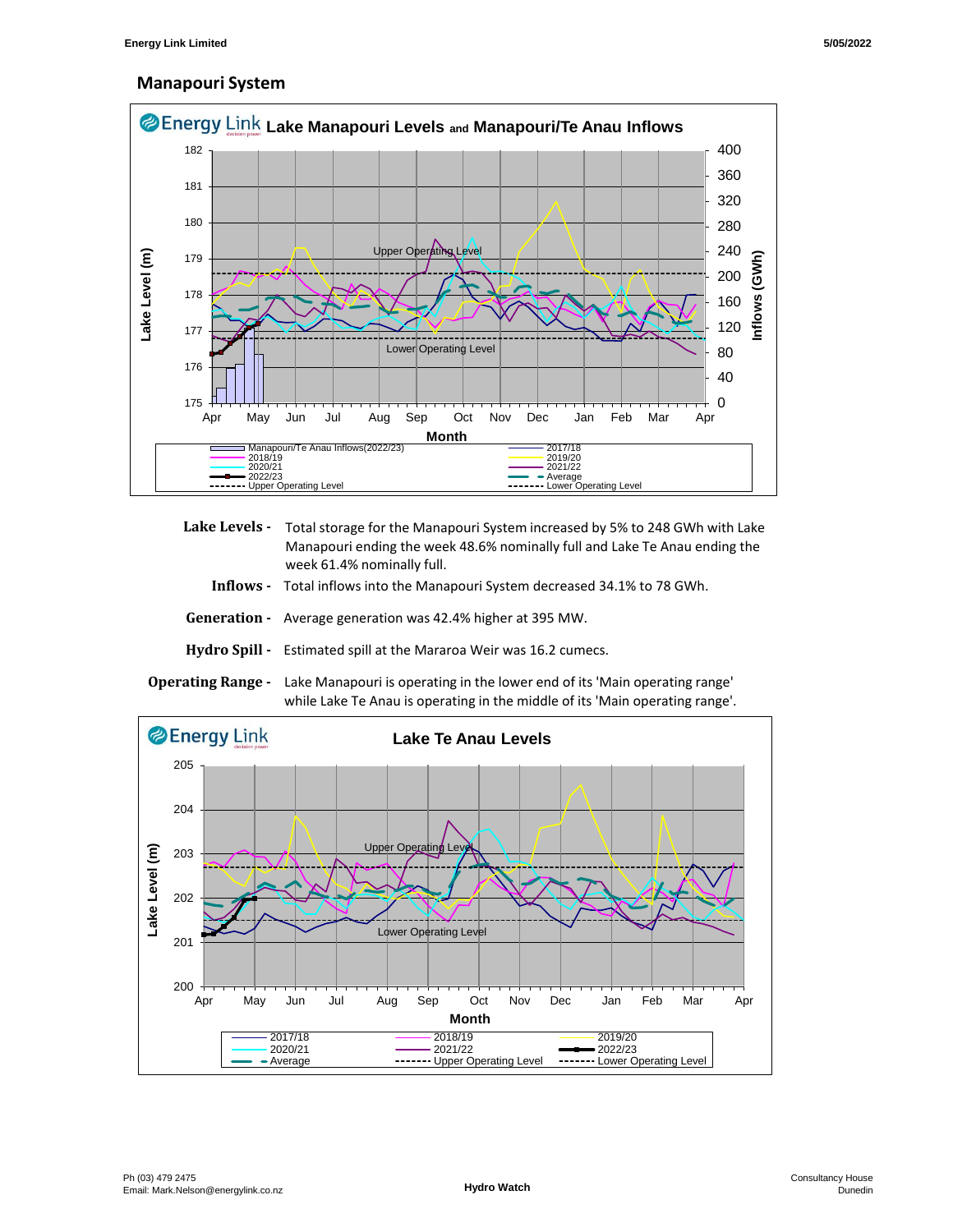## Manapouri System

Energy Link **Lake Manapouri Levels** and **Manapouri/Te Anau Inflows**

Lake Level (m)

182
181
180
179
178
177
176
175

Inflows (GWh)

400
360
320
280
240
200
160
120
80
40
0

Upper Operating Level

Lower Operating Level

Apr May Jun Jul Aug Sep Oct Nov Dec Jan Feb Mar Apr

Month

Manapouri/Te Anau Inflows(2022/23)
2017/18
2018/19
2019/20
2020/21
2021/22
2022/23
Average
Upper Operating Level
Lower Operating Level

**Lake Levels -** Total storage for the Manapouri System increased by 5% to 248 GWh with Lake Manapouri ending the week 48.6% nominally full and Lake Te Anau ending the week 61.4% nominally full.

**Inflows -** Total inflows into the Manapouri System decreased 34.1% to 78 GWh.

**Generation -** Average generation was 42.4% higher at 395 MW.

**Hydro Spill -** Estimated spill at the Mararoa Weir was 16.2 cumecs.

**Operating Range -** Lake Manapouri is operating in the lower end of its 'Main operating range' while Lake Te Anau is operating in the middle of its 'Main operating range'.

Energy Link **Lake Te Anau Levels**

Lake Level (m)

205
204
203
202
201
200

Upper Operating Level

Lower Operating Level

Apr May Jun Jul Aug Sep Oct Nov Dec Jan Feb Mar Apr

Month

2017/18
2018/19
2019/20
2020/21
2021/22
2022/23
Average
Upper Operating Level
Lower Operating Level